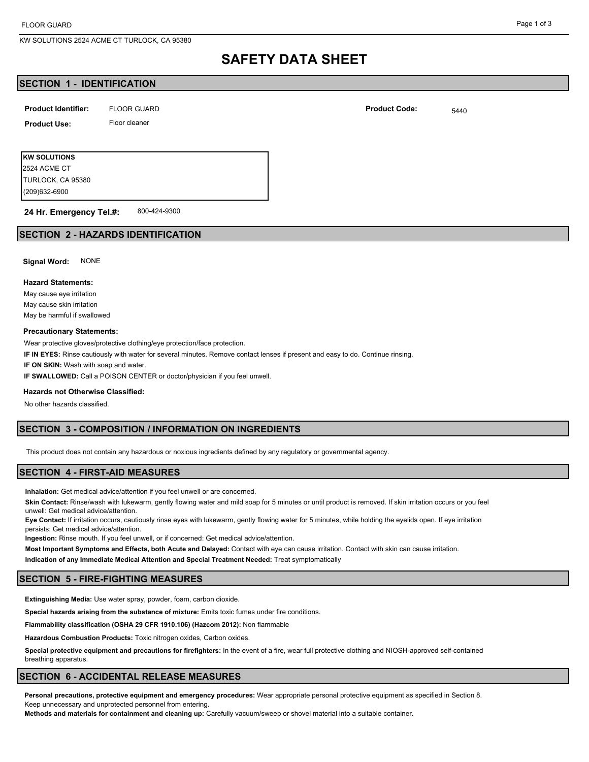# SAFETY DATA SHEET

## SECTION 1 - IDENTIFICATION

**Product Identifier:** FLOOR GUARD

**Product Code:** 5440

**Product Use:** Floor cleaner

**KW SOLUTIONS**
2524 ACME CT
TURLOCK, CA 95380
(209)632-6900

**24 Hr. Emergency Tel.#:** 800-424-9300

## SECTION 2 - HAZARDS IDENTIFICATION

**Signal Word:** NONE

**Hazard Statements:**

May cause eye irritation
May cause skin irritation
May be harmful if swallowed

**Precautionary Statements:**

Wear protective gloves/protective clothing/eye protection/face protection.

**IF IN EYES:** Rinse cautiously with water for several minutes. Remove contact lenses if present and easy to do. Continue rinsing.

**IF ON SKIN:** Wash with soap and water.

**IF SWALLOWED:** Call a POISON CENTER or doctor/physician if you feel unwell.

**Hazards not Otherwise Classified:**

No other hazards classified.

## SECTION 3 - COMPOSITION / INFORMATION ON INGREDIENTS

This product does not contain any hazardous or noxious ingredients defined by any regulatory or governmental agency.

## SECTION 4 - FIRST-AID MEASURES

**Inhalation:** Get medical advice/attention if you feel unwell or are concerned.

**Skin Contact:** Rinse/wash with lukewarm, gently flowing water and mild soap for 5 minutes or until product is removed. If skin irritation occurs or you feel unwell: Get medical advice/attention.

**Eye Contact:** If irritation occurs, cautiously rinse eyes with lukewarm, gently flowing water for 5 minutes, while holding the eyelids open. If eye irritation persists: Get medical advice/attention.

**Ingestion:** Rinse mouth. If you feel unwell, or if concerned: Get medical advice/attention.

**Most Important Symptoms and Effects, both Acute and Delayed:** Contact with eye can cause irritation. Contact with skin can cause irritation.

**Indication of any Immediate Medical Attention and Special Treatment Needed:** Treat symptomatically

## SECTION 5 - FIRE-FIGHTING MEASURES

**Extinguishing Media:** Use water spray, powder, foam, carbon dioxide.

**Special hazards arising from the substance of mixture:** Emits toxic fumes under fire conditions.

**Flammability classification (OSHA 29 CFR 1910.106) (Hazcom 2012):** Non flammable

**Hazardous Combustion Products:** Toxic nitrogen oxides, Carbon oxides.

**Special protective equipment and precautions for firefighters:** In the event of a fire, wear full protective clothing and NIOSH-approved self-contained breathing apparatus.

## SECTION 6 - ACCIDENTAL RELEASE MEASURES

**Personal precautions, protective equipment and emergency procedures:** Wear appropriate personal protective equipment as specified in Section 8. Keep unnecessary and unprotected personnel from entering.

**Methods and materials for containment and cleaning up:** Carefully vacuum/sweep or shovel material into a suitable container.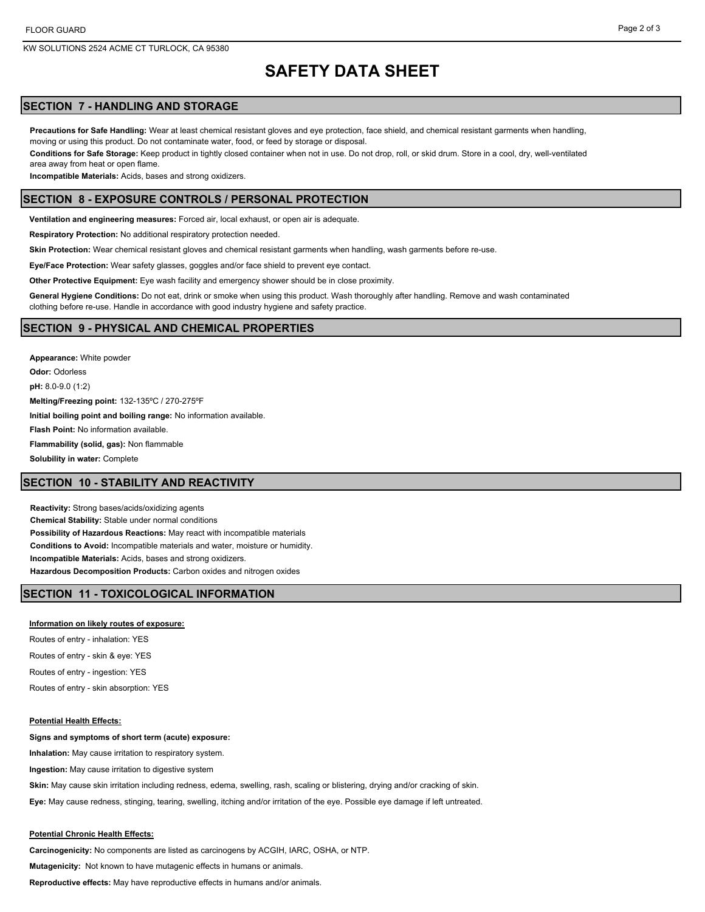# SAFETY DATA SHEET

## SECTION 7 - HANDLING AND STORAGE

**Precautions for Safe Handling:** Wear at least chemical resistant gloves and eye protection, face shield, and chemical resistant garments when handling, moving or using this product. Do not contaminate water, food, or feed by storage or disposal.

**Conditions for Safe Storage:** Keep product in tightly closed container when not in use. Do not drop, roll, or skid drum. Store in a cool, dry, well-ventilated area away from heat or open flame.

**Incompatible Materials:** Acids, bases and strong oxidizers.

## SECTION 8 - EXPOSURE CONTROLS / PERSONAL PROTECTION

**Ventilation and engineering measures:** Forced air, local exhaust, or open air is adequate.

**Respiratory Protection:** No additional respiratory protection needed.

**Skin Protection:** Wear chemical resistant gloves and chemical resistant garments when handling, wash garments before re-use.

**Eye/Face Protection:** Wear safety glasses, goggles and/or face shield to prevent eye contact.

**Other Protective Equipment:** Eye wash facility and emergency shower should be in close proximity.

**General Hygiene Conditions:** Do not eat, drink or smoke when using this product. Wash thoroughly after handling. Remove and wash contaminated clothing before re-use. Handle in accordance with good industry hygiene and safety practice.

## SECTION 9 - PHYSICAL AND CHEMICAL PROPERTIES

**Appearance:** White powder

**Odor:** Odorless

**pH:** 8.0-9.0 (1:2)

**Melting/Freezing point:** 132-135ºC / 270-275ºF

**Initial boiling point and boiling range:** No information available.

**Flash Point:** No information available.

**Flammability (solid, gas):** Non flammable

**Solubility in water:** Complete

## SECTION 10 - STABILITY AND REACTIVITY

**Reactivity:** Strong bases/acids/oxidizing agents

**Chemical Stability:** Stable under normal conditions

**Possibility of Hazardous Reactions:** May react with incompatible materials

**Conditions to Avoid:** Incompatible materials and water, moisture or humidity.

**Incompatible Materials:** Acids, bases and strong oxidizers.

**Hazardous Decomposition Products:** Carbon oxides and nitrogen oxides

## SECTION 11 - TOXICOLOGICAL INFORMATION

**Information on likely routes of exposure:**

Routes of entry - inhalation: YES

Routes of entry - skin & eye: YES

Routes of entry - ingestion: YES

Routes of entry - skin absorption: YES

**Potential Health Effects:**

**Signs and symptoms of short term (acute) exposure:**

**Inhalation:** May cause irritation to respiratory system.

**Ingestion:** May cause irritation to digestive system

**Skin:** May cause skin irritation including redness, edema, swelling, rash, scaling or blistering, drying and/or cracking of skin.

**Eye:** May cause redness, stinging, tearing, swelling, itching and/or irritation of the eye. Possible eye damage if left untreated.

**Potential Chronic Health Effects:**

**Carcinogenicity:** No components are listed as carcinogens by ACGIH, IARC, OSHA, or NTP.

**Mutagenicity:** Not known to have mutagenic effects in humans or animals.

**Reproductive effects:** May have reproductive effects in humans and/or animals.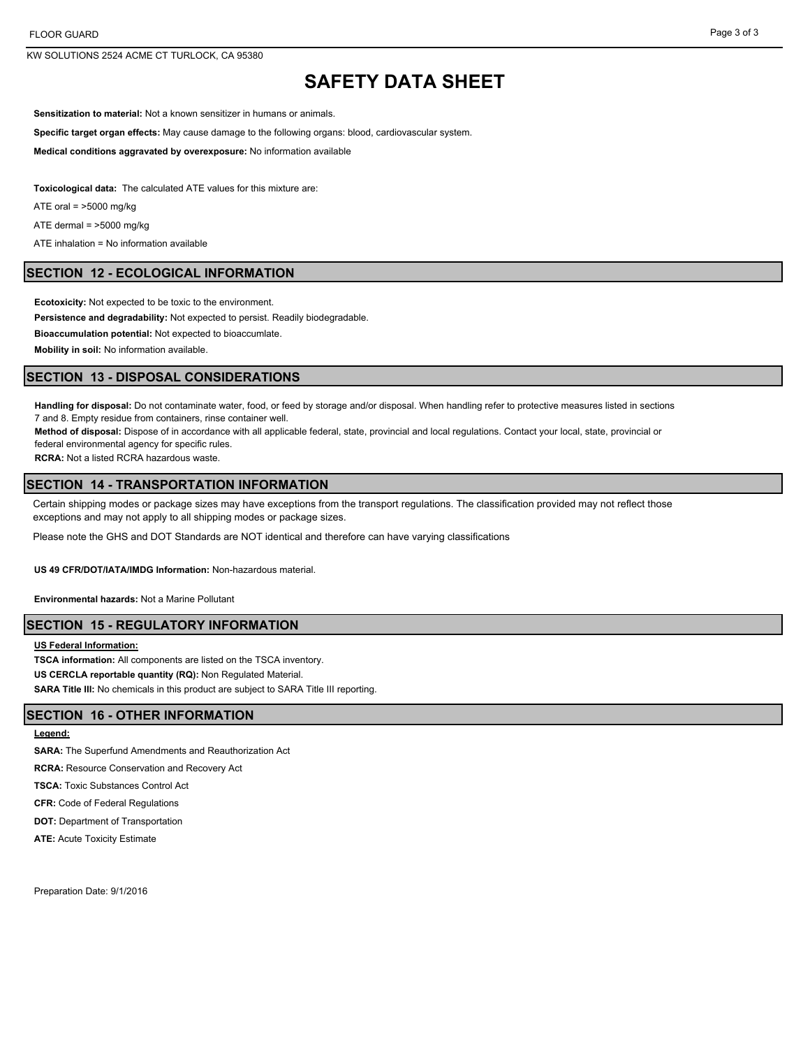# SAFETY DATA SHEET

**Sensitization to material:** Not a known sensitizer in humans or animals.

**Specific target organ effects:** May cause damage to the following organs: blood, cardiovascular system.

**Medical conditions aggravated by overexposure:** No information available

**Toxicological data:** The calculated ATE values for this mixture are:

ATE oral = >5000 mg/kg

ATE dermal = >5000 mg/kg

ATE inhalation = No information available

## SECTION 12 - ECOLOGICAL INFORMATION

**Ecotoxicity:** Not expected to be toxic to the environment.

**Persistence and degradability:** Not expected to persist. Readily biodegradable.

**Bioaccumulation potential:** Not expected to bioaccumlate.

**Mobility in soil:** No information available.

## SECTION 13 - DISPOSAL CONSIDERATIONS

**Handling for disposal:** Do not contaminate water, food, or feed by storage and/or disposal. When handling refer to protective measures listed in sections 7 and 8. Empty residue from containers, rinse container well.

**Method of disposal:** Dispose of in accordance with all applicable federal, state, provincial and local regulations. Contact your local, state, provincial or federal environmental agency for specific rules.

**RCRA:** Not a listed RCRA hazardous waste.

## SECTION 14 - TRANSPORTATION INFORMATION

Certain shipping modes or package sizes may have exceptions from the transport regulations. The classification provided may not reflect those exceptions and may not apply to all shipping modes or package sizes.

Please note the GHS and DOT Standards are NOT identical and therefore can have varying classifications

**US 49 CFR/DOT/IATA/IMDG Information:** Non-hazardous material.

**Environmental hazards:** Not a Marine Pollutant

## SECTION 15 - REGULATORY INFORMATION

**US Federal Information:**

**TSCA information:** All components are listed on the TSCA inventory.

**US CERCLA reportable quantity (RQ):** Non Regulated Material.

**SARA Title III:** No chemicals in this product are subject to SARA Title III reporting.

## SECTION 16 - OTHER INFORMATION

**Legend:**

**SARA:** The Superfund Amendments and Reauthorization Act

**RCRA:** Resource Conservation and Recovery Act

**TSCA:** Toxic Substances Control Act

**CFR:** Code of Federal Regulations

**DOT:** Department of Transportation

**ATE:** Acute Toxicity Estimate

Preparation Date: 9/1/2016